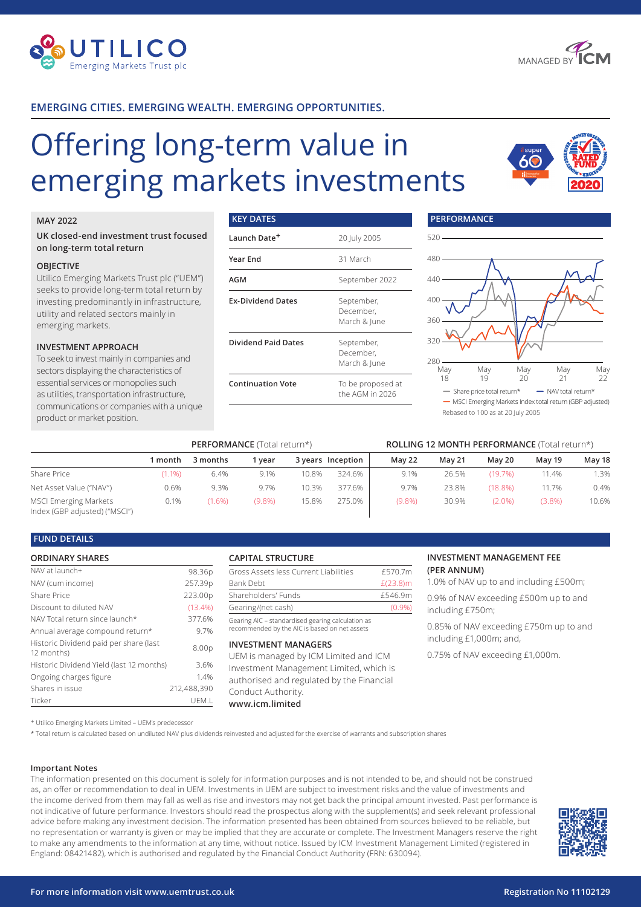# UTILICO Emerging Markets Trust plc

MANAGED BY ICM

**EMERGING CITIES. EMERGING WEALTH. EMERGING OPPORTUNITIES.**

# Offering long-term value in emerging markets investments

## MAY 2022

**UK closed-end investment trust focused on long-term total return**

### OBJECTIVE

Utilico Emerging Markets Trust plc ("UEM") seeks to provide long-term total return by investing predominantly in infrastructure, utility and related sectors mainly in emerging markets.

### INVESTMENT APPROACH

To seek to invest mainly in companies and sectors displaying the characteristics of essential services or monopolies such as utilities, transportation infrastructure, communications or companies with a unique product or market position.

## KEY DATES

| | |
|---|---|
| Launch Date+ | 20 July 2005 |
| Year End | 31 March |
| AGM | September 2022 |
| Ex-Dividend Dates | September, December, March & June |
| Dividend Paid Dates | September, December, March & June |
| Continuation Vote | To be proposed at the AGM in 2026 |

## PERFORMANCE

— Share price total return* — NAV total return* — MSCI Emerging Markets Index total return (GBP adjusted)

Rebased to 100 as at 20 July 2005

| | **PERFORMANCE** (Total return*) | | | | | **ROLLING 12 MONTH PERFORMANCE** (Total return*) | | | | |
|---|---|---|---|---|---|---|---|---|---|---|
| | 1 month | 3 months | 1 year | 3 years | Inception | May 22 | May 21 | May 20 | May 19 | May 18 |
| Share Price | (1.1%) | 6.4% | 9.1% | 10.8% | 324.6% | 9.1% | 26.5% | (19.7%) | 11.4% | 1.3% |
| Net Asset Value ("NAV") | 0.6% | 9.3% | 9.7% | 10.3% | 377.6% | 9.7% | 23.8% | (18.8%) | 11.7% | 0.4% |
| MSCI Emerging Markets Index (GBP adjusted) ("MSCI") | 0.1% | (1.6%) | (9.8%) | 15.8% | 275.0% | (9.8%) | 30.9% | (2.0%) | (3.8%) | 10.6% |

## FUND DETAILS

### ORDINARY SHARES

| | |
|---|---|
| NAV at launch+ | 98.36p |
| NAV (cum income) | 257.39p |
| Share Price | 223.00p |
| Discount to diluted NAV | (13.4%) |
| NAV Total return since launch* | 377.6% |
| Annual average compound return* | 9.7% |
| Historic Dividend paid per share (last 12 months) | 8.00p |
| Historic Dividend Yield (last 12 months) | 3.6% |
| Ongoing charges figure | 1.4% |
| Shares in issue | 212,488,390 |
| Ticker | UEM.L |

### CAPITAL STRUCTURE

| | |
|---|---|
| Gross Assets less Current Liabilities | £570.7m |
| Bank Debt | £(23.8)m |
| Shareholders' Funds | £546.9m |
| Gearing/(net cash) | (0.9%) |

Gearing AIC – standardised gearing calculation as recommended by the AIC is based on net assets

### INVESTMENT MANAGERS

UEM is managed by ICM Limited and ICM Investment Management Limited, which is authorised and regulated by the Financial Conduct Authority.

**www.icm.limited**

### INVESTMENT MANAGEMENT FEE (PER ANNUM)

1.0% of NAV up to and including £500m;

0.9% of NAV exceeding £500m up to and including £750m;

0.85% of NAV exceeding £750m up to and including £1,000m; and,

0.75% of NAV exceeding £1,000m.

+ Utilico Emerging Markets Limited – UEM's predecessor

* Total return is calculated based on undiluted NAV plus dividends reinvested and adjusted for the exercise of warrants and subscription shares

### Important Notes

The information presented on this document is solely for information purposes and is not intended to be, and should not be construed as, an offer or recommendation to deal in UEM. Investments in UEM are subject to investment risks and the value of investments and the income derived from them may fall as well as rise and investors may not get back the principal amount invested. Past performance is not indicative of future performance. Investors should read the prospectus along with the supplement(s) and seek relevant professional advice before making any investment decision. The information presented has been obtained from sources believed to be reliable, but no representation or warranty is given or may be implied that they are accurate or complete. The Investment Managers reserve the right to make any amendments to the information at any time, without notice. Issued by ICM Investment Management Limited (registered in England: 08421482), which is authorised and regulated by the Financial Conduct Authority (FRN: 630094).

**For more information visit www.uemtrust.co.uk** **Registration No 11102129**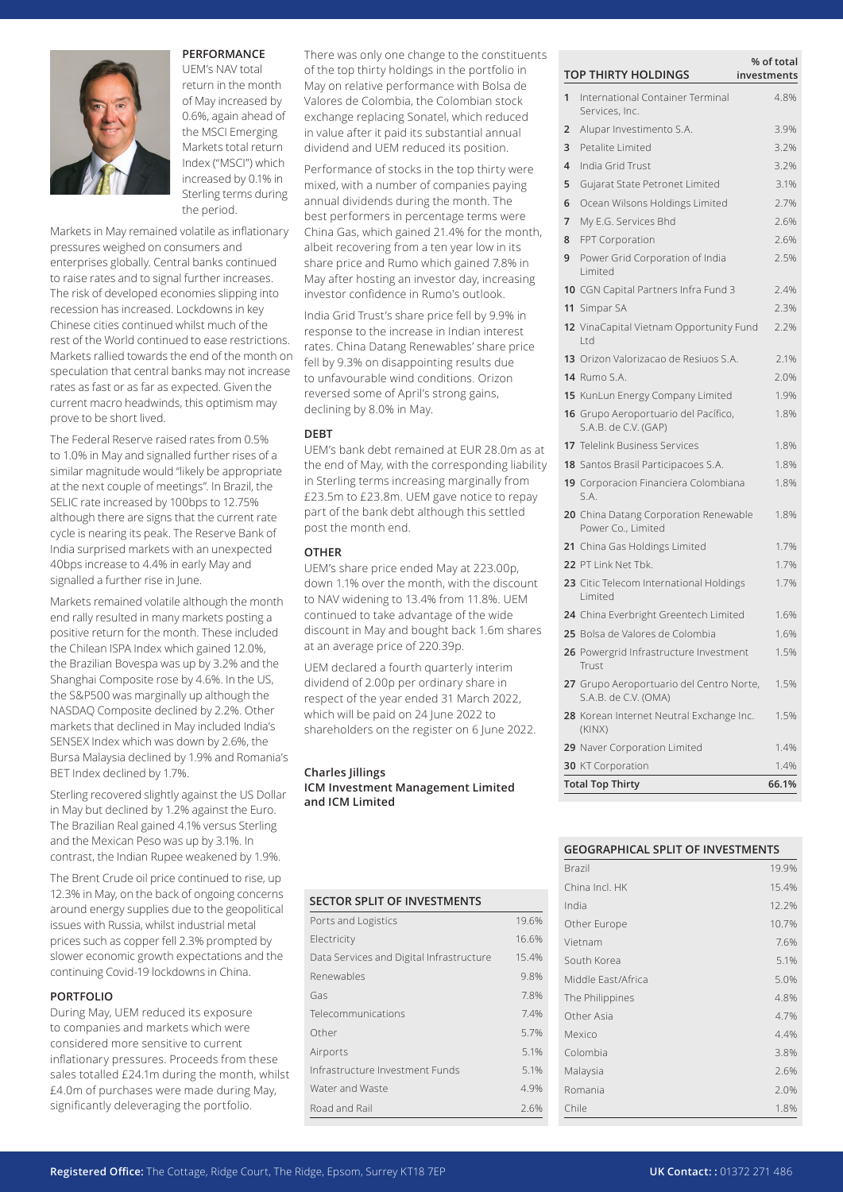## PERFORMANCE

UEM's NAV total return in the month of May increased by 0.6%, again ahead of the MSCI Emerging Markets total return Index ("MSCI") which increased by 0.1% in Sterling terms during the period.

Markets in May remained volatile as inflationary pressures weighed on consumers and enterprises globally. Central banks continued to raise rates and to signal further increases. The risk of developed economies slipping into recession has increased. Lockdowns in key Chinese cities continued whilst much of the rest of the World continued to ease restrictions. Markets rallied towards the end of the month on speculation that central banks may not increase rates as fast or as far as expected. Given the current macro headwinds, this optimism may prove to be short lived.

The Federal Reserve raised rates from 0.5% to 1.0% in May and signalled further rises of a similar magnitude would "likely be appropriate at the next couple of meetings". In Brazil, the SELIC rate increased by 100bps to 12.75% although there are signs that the current rate cycle is nearing its peak. The Reserve Bank of India surprised markets with an unexpected 40bps increase to 4.4% in early May and signalled a further rise in June.

Markets remained volatile although the month end rally resulted in many markets posting a positive return for the month. These included the Chilean IPSA Index which gained 12.0%, the Brazilian Bovespa was up by 3.2% and the Shanghai Composite rose by 4.6%. In the US, the S&P500 was marginally up although the NASDAQ Composite declined by 2.2%. Other markets that declined in May included India's SENSEX Index which was down by 2.6%, the Bursa Malaysia declined by 1.9% and Romania's BET Index declined by 1.7%.

Sterling recovered slightly against the US Dollar in May but declined by 1.2% against the Euro. The Brazilian Real gained 4.1% versus Sterling and the Mexican Peso was up by 3.1%. In contrast, the Indian Rupee weakened by 1.9%.

The Brent Crude oil price continued to rise, up 12.3% in May, on the back of ongoing concerns around energy supplies due to the geopolitical issues with Russia, whilst industrial metal prices such as copper fell 2.3% prompted by slower economic growth expectations and the continuing Covid-19 lockdowns in China.

## PORTFOLIO

During May, UEM reduced its exposure to companies and markets which were considered more sensitive to current inflationary pressures. Proceeds from these sales totalled £24.1m during the month, whilst £4.0m of purchases were made during May, significantly deleveraging the portfolio.

There was only one change to the constituents of the top thirty holdings in the portfolio in May on relative performance with Bolsa de Valores de Colombia, the Colombian stock exchange replacing Sonatel, which reduced in value after it paid its substantial annual dividend and UEM reduced its position.

Performance of stocks in the top thirty were mixed, with a number of companies paying annual dividends during the month. The best performers in percentage terms were China Gas, which gained 21.4% for the month, albeit recovering from a ten year low in its share price and Rumo which gained 7.8% in May after hosting an investor day, increasing investor confidence in Rumo's outlook.

India Grid Trust's share price fell by 9.9% in response to the increase in Indian interest rates. China Datang Renewables' share price fell by 9.3% on disappointing results due to unfavourable wind conditions. Orizon reversed some of April's strong gains, declining by 8.0% in May.

## DEBT

UEM's bank debt remained at EUR 28.0m as at the end of May, with the corresponding liability in Sterling terms increasing marginally from £23.5m to £23.8m. UEM gave notice to repay part of the bank debt although this settled post the month end.

## OTHER

UEM's share price ended May at 223.00p, down 1.1% over the month, with the discount to NAV widening to 13.4% from 11.8%. UEM continued to take advantage of the wide discount in May and bought back 1.6m shares at an average price of 220.39p.

UEM declared a fourth quarterly interim dividend of 2.00p per ordinary share in respect of the year ended 31 March 2022, which will be paid on 24 June 2022 to shareholders on the register on 6 June 2022.

**Charles Jillings**
**ICM Investment Management Limited and ICM Limited**

### SECTOR SPLIT OF INVESTMENTS

| | |
|---|---|
| Ports and Logistics | 19.6% |
| Electricity | 16.6% |
| Data Services and Digital Infrastructure | 15.4% |
| Renewables | 9.8% |
| Gas | 7.8% |
| Telecommunications | 7.4% |
| Other | 5.7% |
| Airports | 5.1% |
| Infrastructure Investment Funds | 5.1% |
| Water and Waste | 4.9% |
| Road and Rail | 2.6% |

### TOP THIRTY HOLDINGS

| | TOP THIRTY HOLDINGS | % of total investments |
|---|---|---|
| 1 | International Container Terminal Services, Inc. | 4.8% |
| 2 | Alupar Investimento S.A. | 3.9% |
| 3 | Petalite Limited | 3.2% |
| 4 | India Grid Trust | 3.2% |
| 5 | Gujarat State Petronet Limited | 3.1% |
| 6 | Ocean Wilsons Holdings Limited | 2.7% |
| 7 | My E.G. Services Bhd | 2.6% |
| 8 | FPT Corporation | 2.6% |
| 9 | Power Grid Corporation of India Limited | 2.5% |
| 10 | CGN Capital Partners Infra Fund 3 | 2.4% |
| 11 | Simpar SA | 2.3% |
| 12 | VinaCapital Vietnam Opportunity Fund Ltd | 2.2% |
| 13 | Orizon Valorizacao de Resiuos S.A. | 2.1% |
| 14 | Rumo S.A. | 2.0% |
| 15 | KunLun Energy Company Limited | 1.9% |
| 16 | Grupo Aeroportuario del Pacífico, S.A.B. de C.V. (GAP) | 1.8% |
| 17 | Telelink Business Services | 1.8% |
| 18 | Santos Brasil Participacoes S.A. | 1.8% |
| 19 | Corporacion Financiera Colombiana S.A. | 1.8% |
| 20 | China Datang Corporation Renewable Power Co., Limited | 1.8% |
| 21 | China Gas Holdings Limited | 1.7% |
| 22 | PT Link Net Tbk. | 1.7% |
| 23 | Citic Telecom International Holdings Limited | 1.7% |
| 24 | China Everbright Greentech Limited | 1.6% |
| 25 | Bolsa de Valores de Colombia | 1.6% |
| 26 | Powergrid Infrastructure Investment Trust | 1.5% |
| 27 | Grupo Aeroportuario del Centro Norte, S.A.B. de C.V. (OMA) | 1.5% |
| 28 | Korean Internet Neutral Exchange Inc. (KINX) | 1.5% |
| 29 | Naver Corporation Limited | 1.4% |
| 30 | KT Corporation | 1.4% |
| | **Total Top Thirty** | **66.1%** |

### GEOGRAPHICAL SPLIT OF INVESTMENTS

| | |
|---|---|
| Brazil | 19.9% |
| China Incl. HK | 15.4% |
| India | 12.2% |
| Other Europe | 10.7% |
| Vietnam | 7.6% |
| South Korea | 5.1% |
| Middle East/Africa | 5.0% |
| The Philippines | 4.8% |
| Other Asia | 4.7% |
| Mexico | 4.4% |
| Colombia | 3.8% |
| Malaysia | 2.6% |
| Romania | 2.0% |
| Chile | 1.8% |

**Registered Office:** The Cottage, Ridge Court, The Ridge, Epsom, Surrey KT18 7EP

**UK Contact: :** 01372 271 486